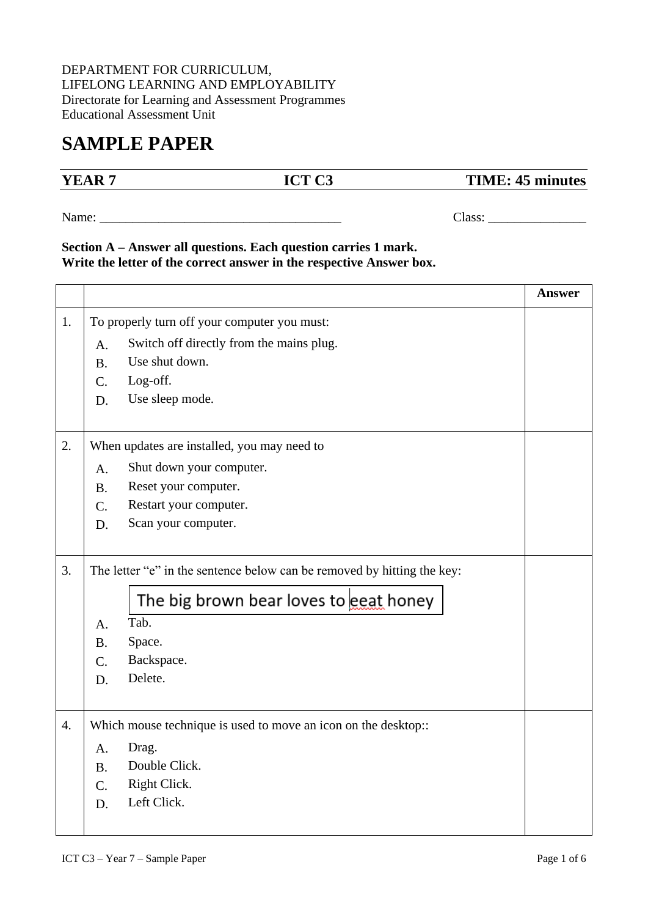DEPARTMENT FOR CURRICULUM,
LIFELONG LEARNING AND EMPLOYABILITY
Directorate for Learning and Assessment Programmes
Educational Assessment Unit

# SAMPLE PAPER

| YEAR 7 | ICT C3 | TIME: 45 minutes |
|---|---|---|

Name: ____________________________________ Class: _______________

**Section A – Answer all questions. Each question carries 1 mark.**
**Write the letter of the correct answer in the respective Answer box.**

| | | Answer |
|---|---|---|
| 1. | To properly turn off your computer you must:<br>A. Switch off directly from the mains plug.<br>B. Use shut down.<br>C. Log-off.<br>D. Use sleep mode. | |
| 2. | When updates are installed, you may need to<br>A. Shut down your computer.<br>B. Reset your computer.<br>C. Restart your computer.<br>D. Scan your computer. | |
| 3. | The letter "e" in the sentence below can be removed by hitting the key:<br>The big brown bear loves to eeat honey<br>A. Tab.<br>B. Space.<br>C. Backspace.<br>D. Delete. | |
| 4. | Which mouse technique is used to move an icon on the desktop::<br>A. Drag.<br>B. Double Click.<br>C. Right Click.<br>D. Left Click. | |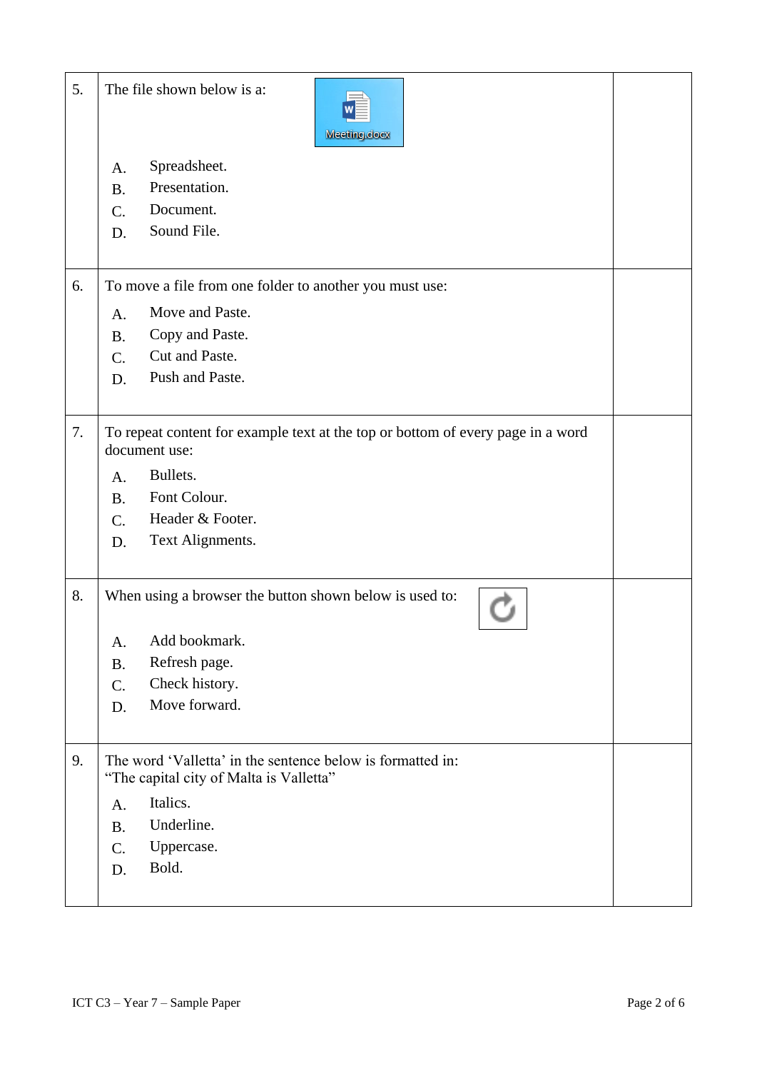| | | |
|---|---|---|
| 5. | The file shown below is a: Meeting.docx<br><br>A. Spreadsheet.<br>B. Presentation.<br>C. Document.<br>D. Sound File. | |
| 6. | To move a file from one folder to another you must use:<br><br>A. Move and Paste.<br>B. Copy and Paste.<br>C. Cut and Paste.<br>D. Push and Paste. | |
| 7. | To repeat content for example text at the top or bottom of every page in a word document use:<br><br>A. Bullets.<br>B. Font Colour.<br>C. Header & Footer.<br>D. Text Alignments. | |
| 8. | When using a browser the button shown below is used to:<br><br>A. Add bookmark.<br>B. Refresh page.<br>C. Check history.<br>D. Move forward. | |
| 9. | The word 'Valletta' in the sentence below is formatted in:<br>"The capital city of Malta is Valletta"<br><br>A. Italics.<br>B. Underline.<br>C. Uppercase.<br>D. Bold. | |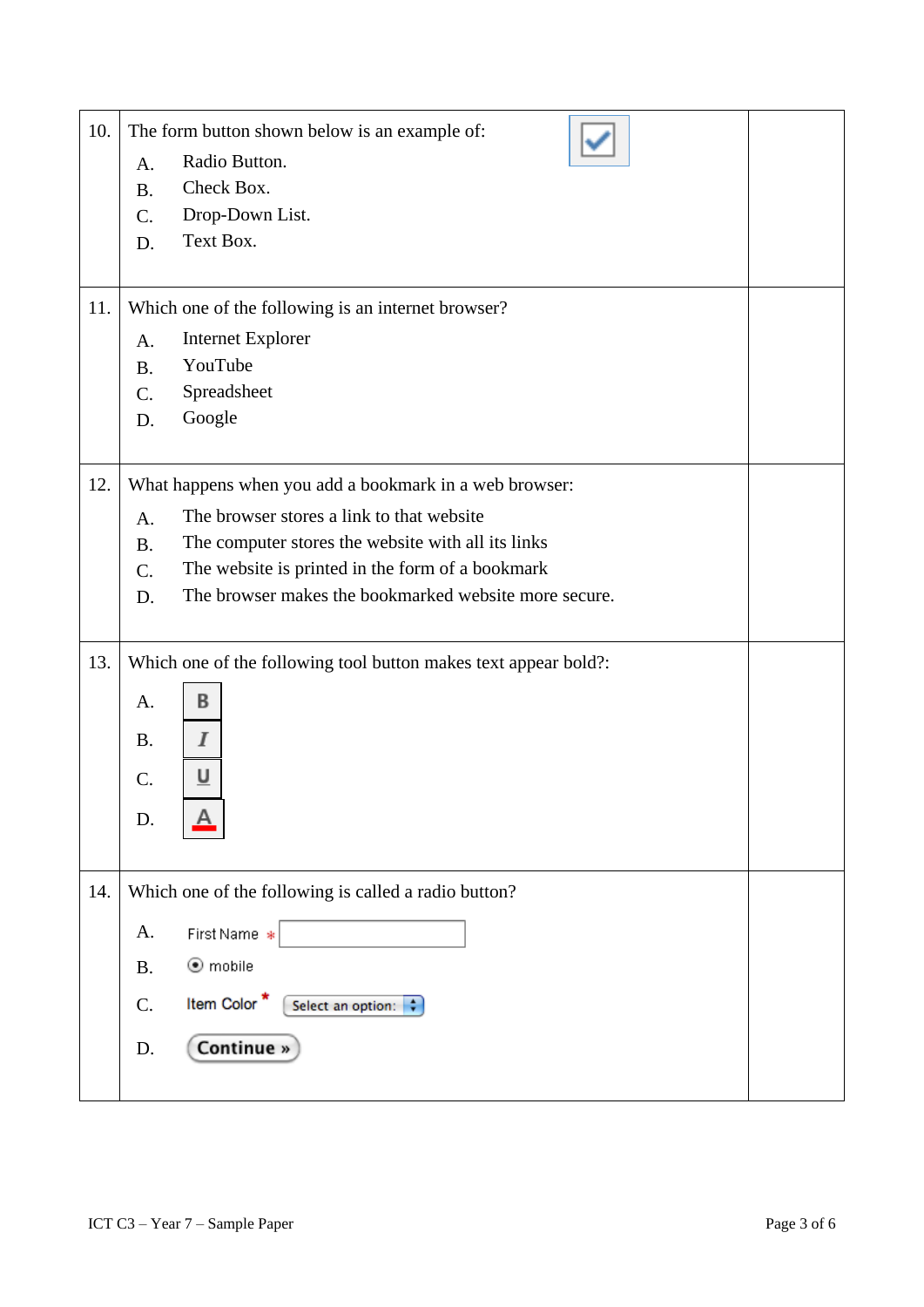| | | |
|---|---|---|
| 10. | The form button shown below is an example of:<br><br>A. Radio Button.<br>B. Check Box.<br>C. Drop-Down List.<br>D. Text Box. | |
| 11. | Which one of the following is an internet browser?<br><br>A. Internet Explorer<br>B. YouTube<br>C. Spreadsheet<br>D. Google | |
| 12. | What happens when you add a bookmark in a web browser:<br><br>A. The browser stores a link to that website<br>B. The computer stores the website with all its links<br>C. The website is printed in the form of a bookmark<br>D. The browser makes the bookmarked website more secure. | |
| 13. | Which one of the following tool button makes text appear bold?:<br><br>A. B<br>B. I<br>C. U<br>D. A | |
| 14. | Which one of the following is called a radio button?<br><br>A. First Name *<br>B. mobile<br>C. Item Color * Select an option:<br>D. Continue » | |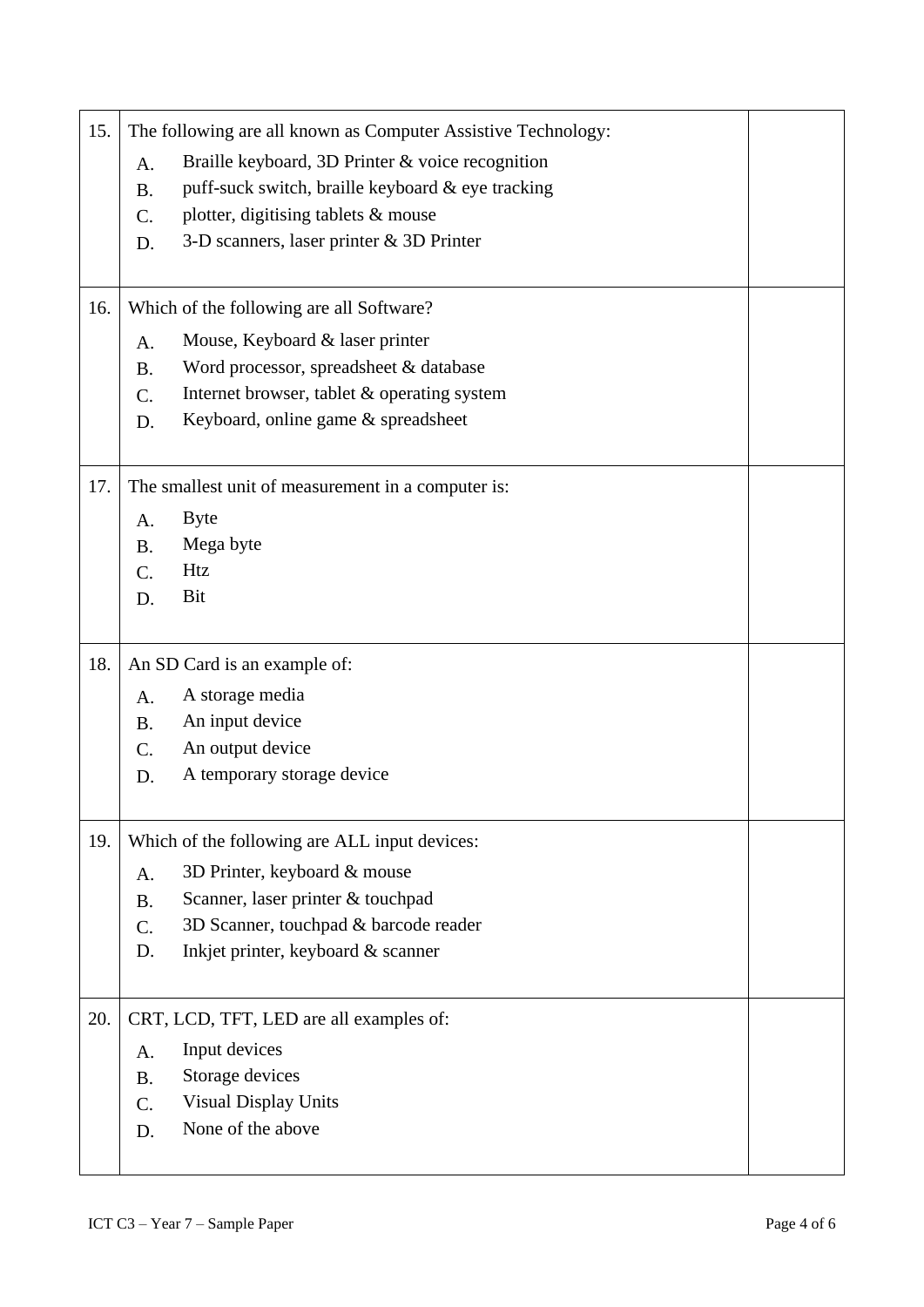| | | |
|---|---|---|
| 15. | The following are all known as Computer Assistive Technology:<br>A. Braille keyboard, 3D Printer & voice recognition<br>B. puff-suck switch, braille keyboard & eye tracking<br>C. plotter, digitising tablets & mouse<br>D. 3-D scanners, laser printer & 3D Printer | |
| 16. | Which of the following are all Software?<br>A. Mouse, Keyboard & laser printer<br>B. Word processor, spreadsheet & database<br>C. Internet browser, tablet & operating system<br>D. Keyboard, online game & spreadsheet | |
| 17. | The smallest unit of measurement in a computer is:<br>A. Byte<br>B. Mega byte<br>C. Htz<br>D. Bit | |
| 18. | An SD Card is an example of:<br>A. A storage media<br>B. An input device<br>C. An output device<br>D. A temporary storage device | |
| 19. | Which of the following are ALL input devices:<br>A. 3D Printer, keyboard & mouse<br>B. Scanner, laser printer & touchpad<br>C. 3D Scanner, touchpad & barcode reader<br>D. Inkjet printer, keyboard & scanner | |
| 20. | CRT, LCD, TFT, LED are all examples of:<br>A. Input devices<br>B. Storage devices<br>C. Visual Display Units<br>D. None of the above | |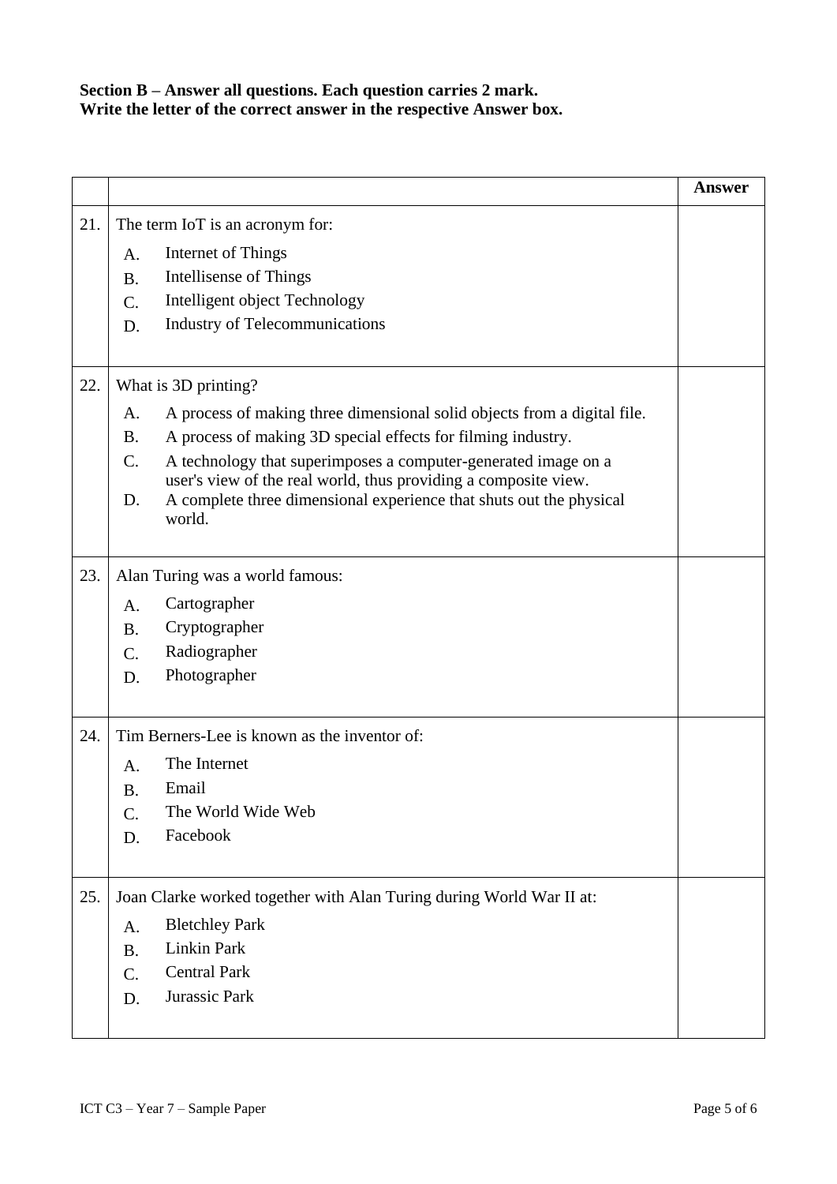**Section B – Answer all questions. Each question carries 2 mark.**
**Write the letter of the correct answer in the respective Answer box.**

| | | Answer |
|---|---|---|
| 21. | The term IoT is an acronym for:<br>A. Internet of Things<br>B. Intellisense of Things<br>C. Intelligent object Technology<br>D. Industry of Telecommunications | |
| 22. | What is 3D printing?<br>A. A process of making three dimensional solid objects from a digital file.<br>B. A process of making 3D special effects for filming industry.<br>C. A technology that superimposes a computer-generated image on a user's view of the real world, thus providing a composite view.<br>D. A complete three dimensional experience that shuts out the physical world. | |
| 23. | Alan Turing was a world famous:<br>A. Cartographer<br>B. Cryptographer<br>C. Radiographer<br>D. Photographer | |
| 24. | Tim Berners-Lee is known as the inventor of:<br>A. The Internet<br>B. Email<br>C. The World Wide Web<br>D. Facebook | |
| 25. | Joan Clarke worked together with Alan Turing during World War II at:<br>A. Bletchley Park<br>B. Linkin Park<br>C. Central Park<br>D. Jurassic Park | |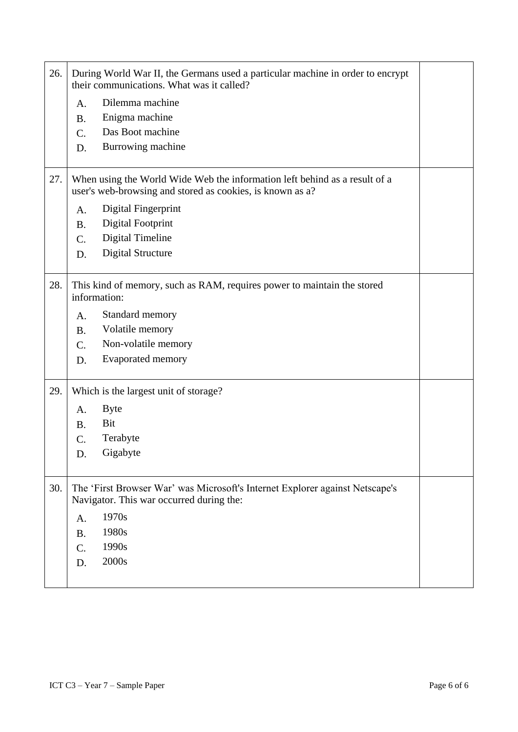| | | |
|---|---|---|
| 26. | During World War II, the Germans used a particular machine in order to encrypt their communications. What was it called?<br><br>A. Dilemma machine<br>B. Enigma machine<br>C. Das Boot machine<br>D. Burrowing machine | |
| 27. | When using the World Wide Web the information left behind as a result of a user's web-browsing and stored as cookies, is known as a?<br><br>A. Digital Fingerprint<br>B. Digital Footprint<br>C. Digital Timeline<br>D. Digital Structure | |
| 28. | This kind of memory, such as RAM, requires power to maintain the stored information:<br><br>A. Standard memory<br>B. Volatile memory<br>C. Non-volatile memory<br>D. Evaporated memory | |
| 29. | Which is the largest unit of storage?<br><br>A. Byte<br>B. Bit<br>C. Terabyte<br>D. Gigabyte | |
| 30. | The 'First Browser War' was Microsoft's Internet Explorer against Netscape's Navigator. This war occurred during the:<br><br>A. 1970s<br>B. 1980s<br>C. 1990s<br>D. 2000s | |